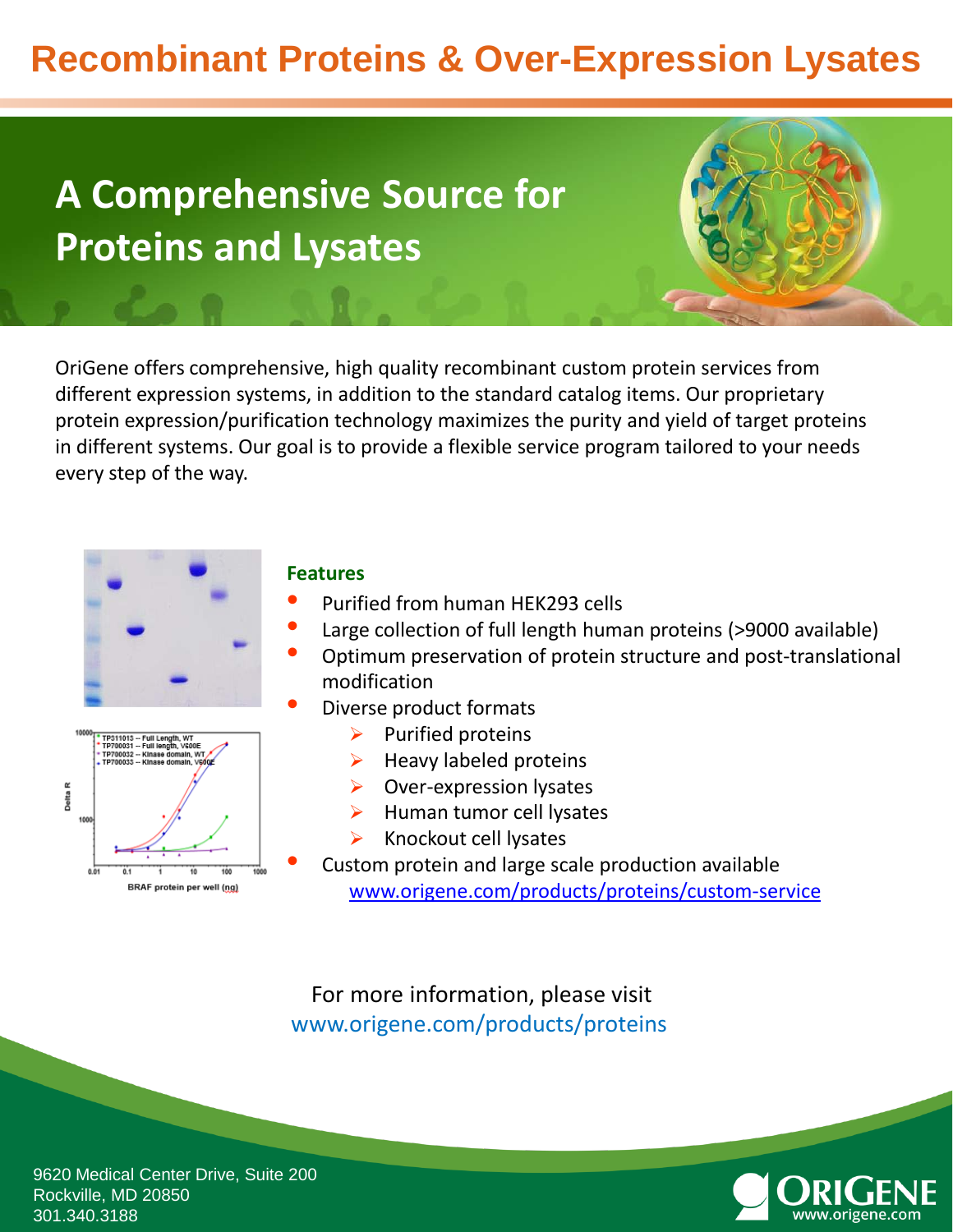# Recombinant Proteins & Over-Expression Lysates

## A Comprehensive Source for Proteins and Lysates

OriGene offers comprehensive, high quality recombinant custom protein services from different expression systems, in addition to the standard catalog items. Our proprietary protein expression/purification technology maximizes the purity and yield of target proteins in different systems. Our goal is to provide a flexible service program tailored to your needs every step of the way.

### Features

- Purified from human HEK293 cells
- Large collection of full length human proteins (>9000 available)
- Optimum preservation of protein structure and post-translational modification
- Diverse product formats
  - Purified proteins
  - Heavy labeled proteins
  - Over-expression lysates
  - Human tumor cell lysates
  - Knockout cell lysates
- Custom protein and large scale production available
  www.origene.com/products/proteins/custom-service

For more information, please visit
www.origene.com/products/proteins

9620 Medical Center Drive, Suite 200
Rockville, MD 20850
301.340.3188

ORIGENE
www.origene.com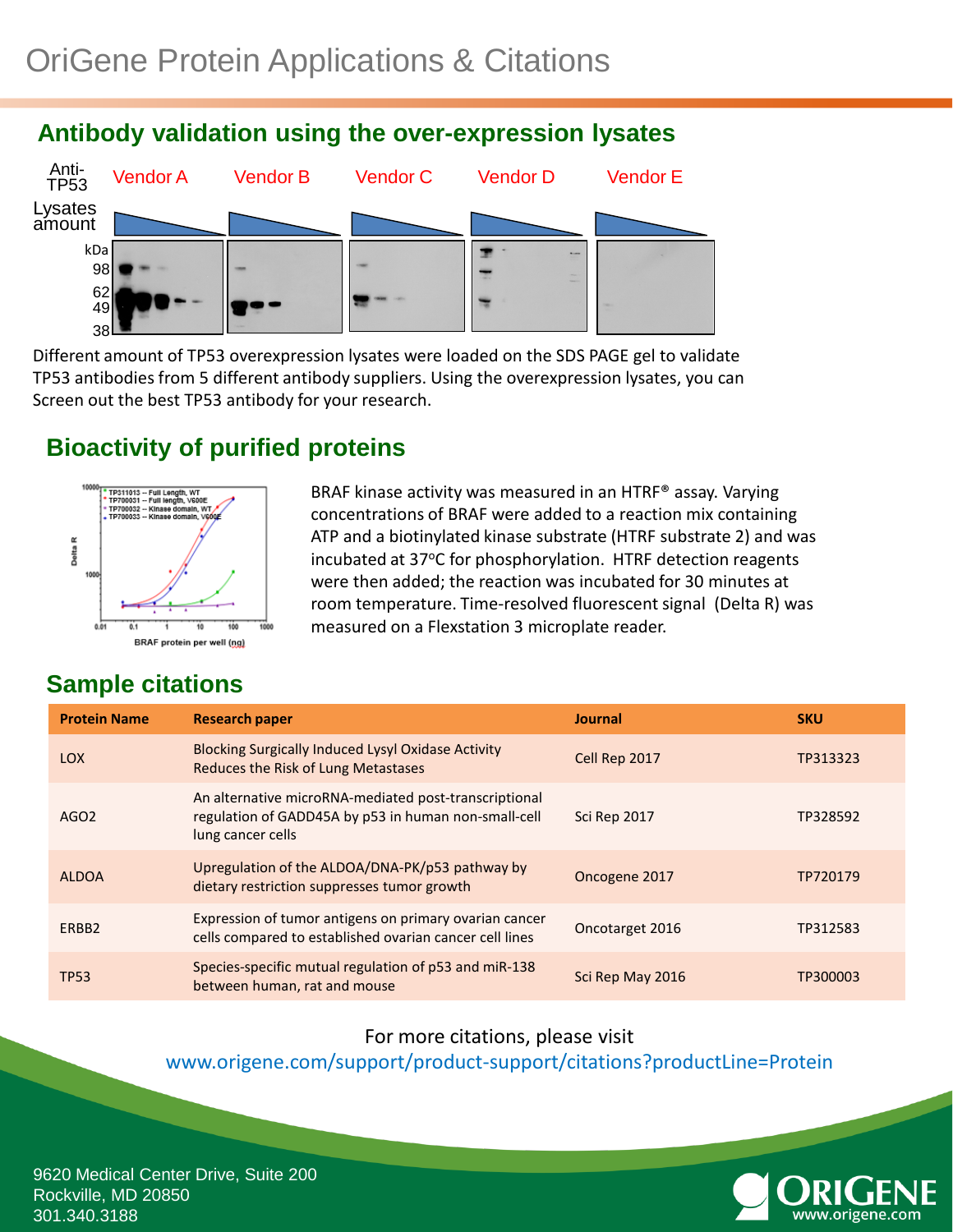# OriGene Protein Applications & Citations

## Antibody validation using the over-expression lysates

Anti-TP53

Vendor A Vendor B Vendor C Vendor D Vendor E

Lysates amount

kDa

98

62

49

38

Different amount of TP53 overexpression lysates were loaded on the SDS PAGE gel to validate TP53 antibodies from 5 different antibody suppliers. Using the overexpression lysates, you can Screen out the best TP53 antibody for your research.

## Bioactivity of purified proteins

TP311013 – Full Length, WT

TP700031 – Full length, V600E

TP700032 – Kinase domain, WT

TP700033 – Kinase domain, V600E

Delta R

10000

1000

0.01 0.1 1 10 100 1000

BRAF protein per well (ng)

BRAF kinase activity was measured in an HTRF® assay. Varying concentrations of BRAF were added to a reaction mix containing ATP and a biotinylated kinase substrate (HTRF substrate 2) and was incubated at 37°C for phosphorylation. HTRF detection reagents were then added; the reaction was incubated for 30 minutes at room temperature. Time-resolved fluorescent signal (Delta R) was measured on a Flexstation 3 microplate reader.

## Sample citations

| Protein Name | Research paper | Journal | SKU |
|---|---|---|---|
| LOX | Blocking Surgically Induced Lysyl Oxidase Activity Reduces the Risk of Lung Metastases | Cell Rep 2017 | TP313323 |
| AGO2 | An alternative microRNA-mediated post-transcriptional regulation of GADD45A by p53 in human non-small-cell lung cancer cells | Sci Rep 2017 | TP328592 |
| ALDOA | Upregulation of the ALDOA/DNA-PK/p53 pathway by dietary restriction suppresses tumor growth | Oncogene 2017 | TP720179 |
| ERBB2 | Expression of tumor antigens on primary ovarian cancer cells compared to established ovarian cancer cell lines | Oncotarget 2016 | TP312583 |
| TP53 | Species-specific mutual regulation of p53 and miR-138 between human, rat and mouse | Sci Rep May 2016 | TP300003 |

For more citations, please visit
www.origene.com/support/product-support/citations?productLine=Protein

9620 Medical Center Drive, Suite 200
Rockville, MD 20850
301.340.3188

ORIGENE
www.origene.com